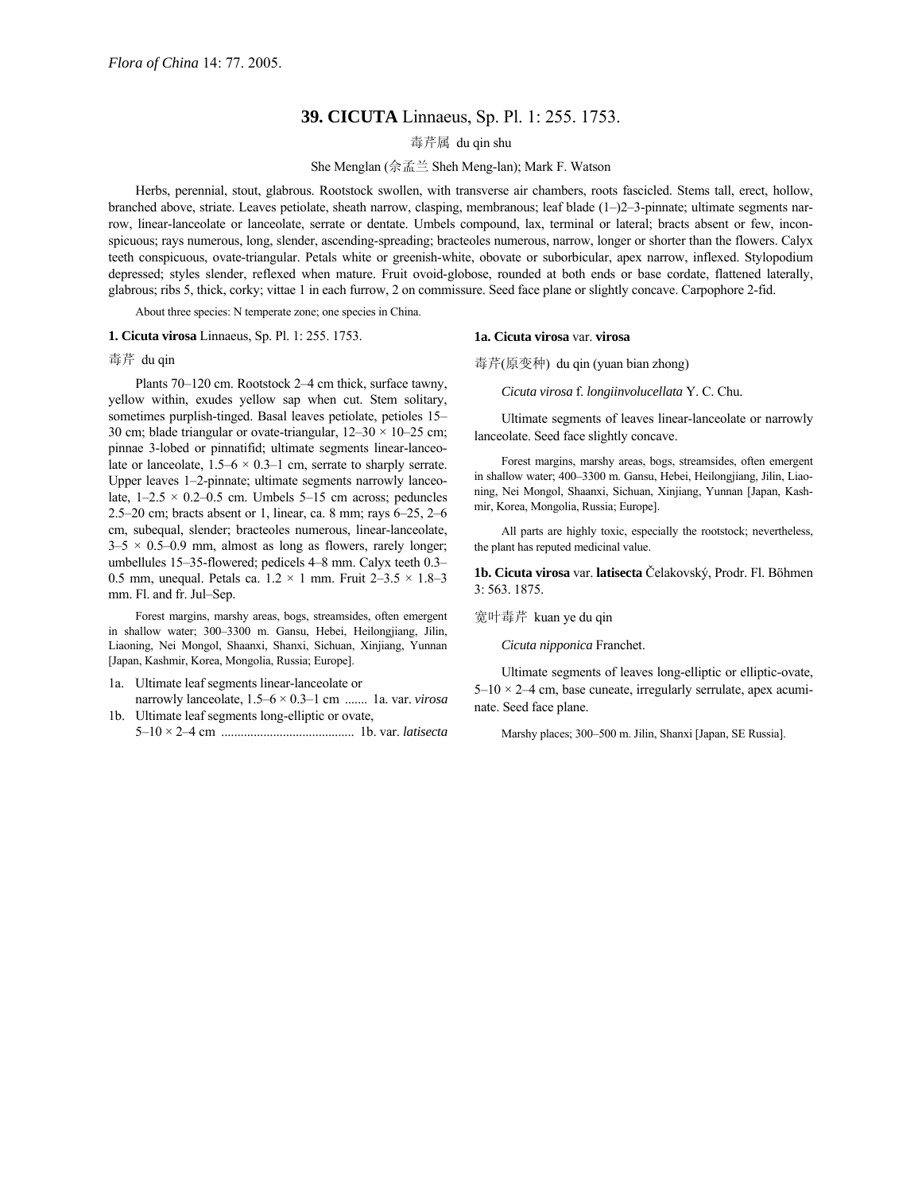*Flora of China* 14: 77. 2005.

# 39. CICUTA Linnaeus, Sp. Pl. 1: 255. 1753.

毒芹属 du qin shu

She Menglan (佘孟兰 Sheh Meng-lan); Mark F. Watson

Herbs, perennial, stout, glabrous. Rootstock swollen, with transverse air chambers, roots fascicled. Stems tall, erect, hollow, branched above, striate. Leaves petiolate, sheath narrow, clasping, membranous; leaf blade (1–)2–3-pinnate; ultimate segments narrow, linear-lanceolate or lanceolate, serrate or dentate. Umbels compound, lax, terminal or lateral; bracts absent or few, inconspicuous; rays numerous, long, slender, ascending-spreading; bracteoles numerous, narrow, longer or shorter than the flowers. Calyx teeth conspicuous, ovate-triangular. Petals white or greenish-white, obovate or suborbicular, apex narrow, inflexed. Stylopodium depressed; styles slender, reflexed when mature. Fruit ovoid-globose, rounded at both ends or base cordate, flattened laterally, glabrous; ribs 5, thick, corky; vittae 1 in each furrow, 2 on commissure. Seed face plane or slightly concave. Carpophore 2-fid.

About three species: N temperate zone; one species in China.

**1. Cicuta virosa** Linnaeus, Sp. Pl. 1: 255. 1753.

毒芹 du qin

Plants 70–120 cm. Rootstock 2–4 cm thick, surface tawny, yellow within, exudes yellow sap when cut. Stem solitary, sometimes purplish-tinged. Basal leaves petiolate, petioles 15–30 cm; blade triangular or ovate-triangular, 12–30 × 10–25 cm; pinnae 3-lobed or pinnatifid; ultimate segments linear-lanceolate or lanceolate, 1.5–6 × 0.3–1 cm, serrate to sharply serrate. Upper leaves 1–2-pinnate; ultimate segments narrowly lanceolate, 1–2.5 × 0.2–0.5 cm. Umbels 5–15 cm across; peduncles 2.5–20 cm; bracts absent or 1, linear, ca. 8 mm; rays 6–25, 2–6 cm, subequal, slender; bracteoles numerous, linear-lanceolate, 3–5 × 0.5–0.9 mm, almost as long as flowers, rarely longer; umbellules 15–35-flowered; pedicels 4–8 mm. Calyx teeth 0.3–0.5 mm, unequal. Petals ca. 1.2 × 1 mm. Fruit 2–3.5 × 1.8–3 mm. Fl. and fr. Jul–Sep.

Forest margins, marshy areas, bogs, streamsides, often emergent in shallow water; 300–3300 m. Gansu, Hebei, Heilongjiang, Jilin, Liaoning, Nei Mongol, Shaanxi, Shanxi, Sichuan, Xinjiang, Yunnan [Japan, Kashmir, Korea, Mongolia, Russia; Europe].

1a. Ultimate leaf segments linear-lanceolate or narrowly lanceolate, 1.5–6 × 0.3–1 cm ....... 1a. var. *virosa*
1b. Ultimate leaf segments long-elliptic or ovate, 5–10 × 2–4 cm ......................................... 1b. var. *latisecta*

**1a. Cicuta virosa** var. **virosa**

毒芹(原变种) du qin (yuan bian zhong)

*Cicuta virosa* f. *longiinvolucellata* Y. C. Chu.

Ultimate segments of leaves linear-lanceolate or narrowly lanceolate. Seed face slightly concave.

Forest margins, marshy areas, bogs, streamsides, often emergent in shallow water; 400–3300 m. Gansu, Hebei, Heilongjiang, Jilin, Liaoning, Nei Mongol, Shaanxi, Sichuan, Xinjiang, Yunnan [Japan, Kashmir, Korea, Mongolia, Russia; Europe].

All parts are highly toxic, especially the rootstock; nevertheless, the plant has reputed medicinal value.

**1b. Cicuta virosa** var. **latisecta** Čelakovský, Prodr. Fl. Böhmen 3: 563. 1875.

宽叶毒芹 kuan ye du qin

*Cicuta nipponica* Franchet.

Ultimate segments of leaves long-elliptic or elliptic-ovate, 5–10 × 2–4 cm, base cuneate, irregularly serrulate, apex acuminate. Seed face plane.

Marshy places; 300–500 m. Jilin, Shanxi [Japan, SE Russia].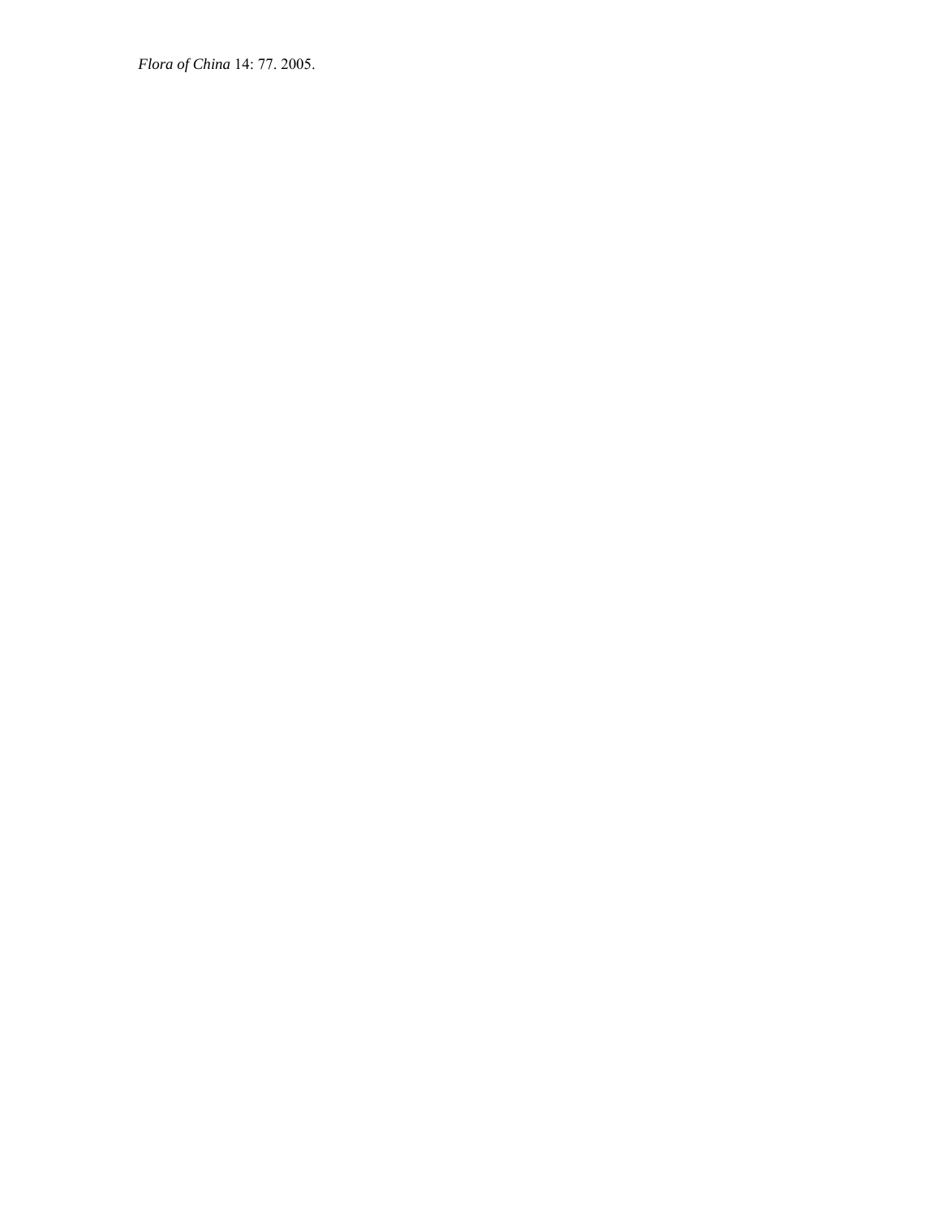*Flora of China* 14: 77. 2005.